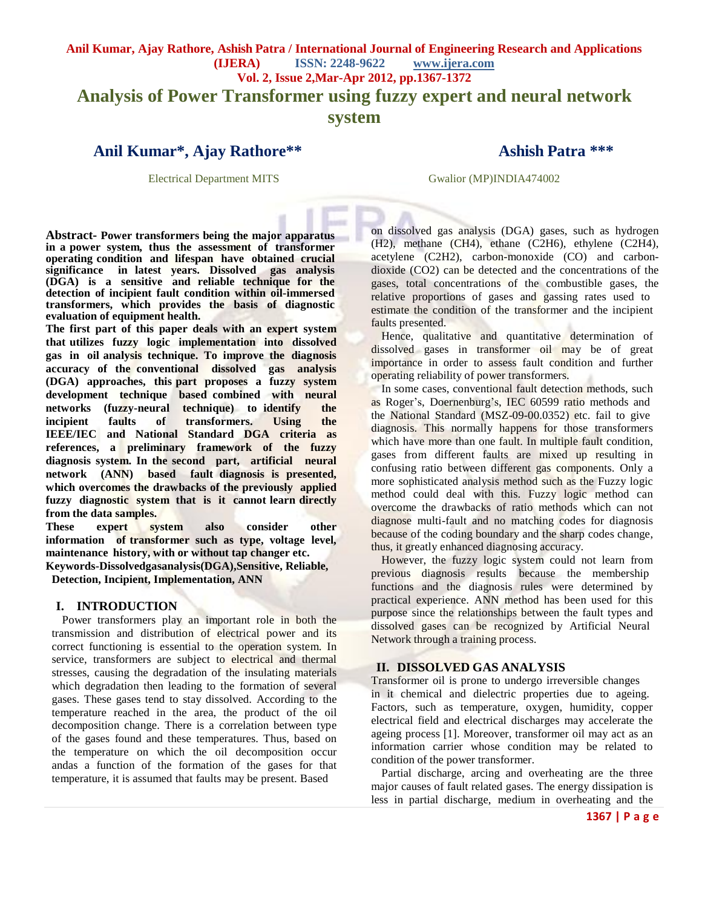# Analysis of Power Transformer using fuzzy expert and neural network system

**Anil Kumar*, Ajay Rathore** Ashish Patra *****

Electrical Department MITS Gwalior (MP)INDIA474002

**Abstract- Power transformers being the major apparatus in a power system, thus the assessment of transformer operating condition and lifespan have obtained crucial significance in latest years. Dissolved gas analysis (DGA) is a sensitive and reliable technique for the detection of incipient fault condition within oil-immersed transformers, which provides the basis of diagnostic evaluation of equipment health.**

**The first part of this paper deals with an expert system that utilizes fuzzy logic implementation into dissolved gas in oil analysis technique. To improve the diagnosis accuracy of the conventional dissolved gas analysis (DGA) approaches, this part proposes a fuzzy system development technique based combined with neural networks (fuzzy-neural technique) to identify the incipient faults of transformers. Using the IEEE/IEC and National Standard DGA criteria as references, a preliminary framework of the fuzzy diagnosis system. In the second part, artificial neural network (ANN) based fault diagnosis is presented, which overcomes the drawbacks of the previously applied fuzzy diagnostic system that is it cannot learn directly from the data samples.**

**These expert system also consider other information of transformer such as type, voltage level, maintenance history, with or without tap changer etc.**

**Keywords-Dissolvedgasanalysis(DGA),Sensitive, Reliable, Detection, Incipient, Implementation, ANN**

## I. INTRODUCTION

Power transformers play an important role in both the transmission and distribution of electrical power and its correct functioning is essential to the operation system. In service, transformers are subject to electrical and thermal stresses, causing the degradation of the insulating materials which degradation then leading to the formation of several gases. These gases tend to stay dissolved. According to the temperature reached in the area, the product of the oil decomposition change. There is a correlation between type of the gases found and these temperatures. Thus, based on the temperature on which the oil decomposition occur andas a function of the formation of the gases for that temperature, it is assumed that faults may be present. Based on dissolved gas analysis (DGA) gases, such as hydrogen ($H_2$), methane ($CH_4$), ethane ($C_2H_6$), ethylene ($C_2H_4$), acetylene ($C_2H_2$), carbon-monoxide (CO) and carbon-dioxide ($CO_2$) can be detected and the concentrations of the gases, total concentrations of the combustible gases, the relative proportions of gases and gassing rates used to estimate the condition of the transformer and the incipient faults presented.

Hence, qualitative and quantitative determination of dissolved gases in transformer oil may be of great importance in order to assess fault condition and further operating reliability of power transformers.

In some cases, conventional fault detection methods, such as Roger's, Doernenburg's, IEC 60599 ratio methods and the National Standard (MSZ-09-00.0352) etc. fail to give diagnosis. This normally happens for those transformers which have more than one fault. In multiple fault condition, gases from different faults are mixed up resulting in confusing ratio between different gas components. Only a more sophisticated analysis method such as the Fuzzy logic method could deal with this. Fuzzy logic method can overcome the drawbacks of ratio methods which can not diagnose multi-fault and no matching codes for diagnosis because of the coding boundary and the sharp codes change, thus, it greatly enhanced diagnosing accuracy.

However, the fuzzy logic system could not learn from previous diagnosis results because the membership functions and the diagnosis rules were determined by practical experience. ANN method has been used for this purpose since the relationships between the fault types and dissolved gases can be recognized by Artificial Neural Network through a training process.

## II. DISSOLVED GAS ANALYSIS

Transformer oil is prone to undergo irreversible changes in it chemical and dielectric properties due to ageing. Factors, such as temperature, oxygen, humidity, copper electrical field and electrical discharges may accelerate the ageing process [1]. Moreover, transformer oil may act as an information carrier whose condition may be related to condition of the power transformer.

Partial discharge, arcing and overheating are the three major causes of fault related gases. The energy dissipation is less in partial discharge, medium in overheating and the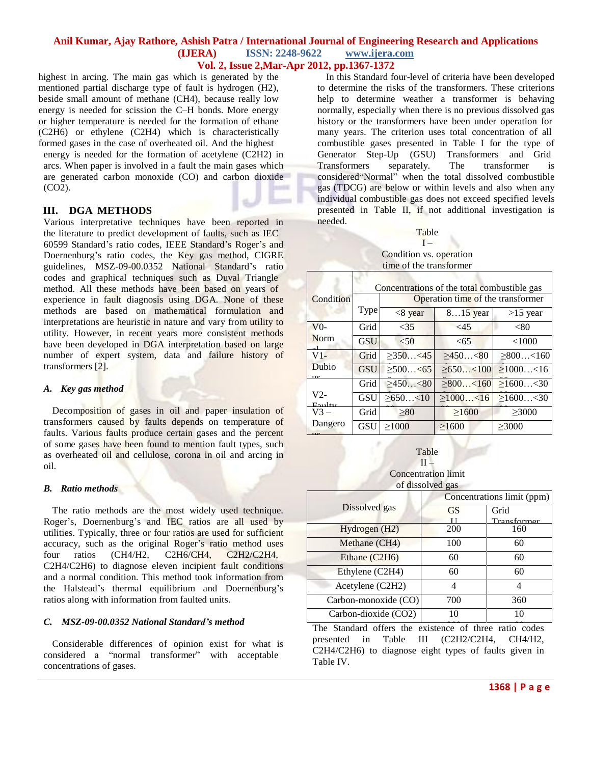highest in arcing. The main gas which is generated by the mentioned partial discharge type of fault is hydrogen ($H_2$), beside small amount of methane ($CH_4$), because really low energy is needed for scission the C–H bonds. More energy or higher temperature is needed for the formation of ethane ($C_2H_6$) or ethylene ($C_2H_4$) which is characteristically formed gases in the case of overheated oil. And the highest energy is needed for the formation of acetylene ($C_2H_2$) in arcs. When paper is involved in a fault the main gases which are generated carbon monoxide (CO) and carbon dioxide ($CO_2$).

## III. DGA METHODS

Various interpretative techniques have been reported in the literature to predict development of faults, such as IEC 60599 Standard's ratio codes, IEEE Standard's Roger's and Doernenburg's ratio codes, the Key gas method, CIGRE guidelines, MSZ-09-00.0352 National Standard's ratio codes and graphical techniques such as Duval Triangle method. All these methods have been based on years of experience in fault diagnosis using DGA. None of these methods are based on mathematical formulation and interpretations are heuristic in nature and vary from utility to utility. However, in recent years more consistent methods have been developed in DGA interpretation based on large number of expert system, data and failure history of transformers [2].

### A. *Key gas method*

Decomposition of gases in oil and paper insulation of transformers caused by faults depends on temperature of faults. Various faults produce certain gases and the percent of some gases have been found to mention fault types, such as overheated oil and cellulose, corona in oil and arcing in oil.

### B. *Ratio methods*

The ratio methods are the most widely used technique. Roger's, Doernenburg's and IEC ratios are all used by utilities. Typically, three or four ratios are used for sufficient accuracy, such as the original Roger's ratio method uses four ratios ($CH_4/H_2$, $C_2H_6/CH_4$, $C_2H_2/C_2H_4$, $C_2H_4/C_2H_6$) to diagnose eleven incipient fault conditions and a normal condition. This method took information from the Halstead's thermal equilibrium and Doernenburg's ratios along with information from faulted units.

### C. *MSZ-09-00.0352 National Standard's method*

Considerable differences of opinion exist for what is considered a "normal transformer" with acceptable concentrations of gases.

In this Standard four-level of criteria have been developed to determine the risks of the transformers. These criterions help to determine weather a transformer is behaving normally, especially when there is no previous dissolved gas history or the transformers have been under operation for many years. The criterion uses total concentration of all combustible gases presented in Table I for the type of Generator Step-Up (GSU) Transformers and Grid Transformers separately. The transformer is considered"Normal" when the total dissolved combustible gas (TDCG) are below or within levels and also when any individual combustible gas does not exceed specified levels presented in Table II, if not additional investigation is needed.

Table I – Condition vs. operation time of the transformer

| Condition | Type | Concentrations of the total combustible gas | | |
|---|---|---|---|---|
| | | Operation time of the transformer | | |
| | | <8 year | 8…15 year | >15 year |
| V0-Normal | Grid | <35 | <45 | <80 |
| | GSU | <50 | <65 | <1000 |
| V1-Dubious | Grid | ≥350…<45 | ≥450…<80 | ≥800…<160 |
| | GSU | ≥500…<65 | ≥650…<100 | ≥1000…<16 |
| V2-Faulty | Grid | ≥450…<80 | ≥800…<160 | ≥1600…<30 |
| | GSU | ≥650…<10 | ≥1000…<16 | ≥1600…<30 |
| V3 – Dangerous | Grid | ≥80 | ≥1600 | ≥3000 |
| | GSU | ≥1000 | ≥1600 | ≥3000 |

Table II – Concentration limit of dissolved gas

| Dissolved gas | Concentrations limit (ppm) | |
|---|---|---|
| | GSU | Grid Transformer |
| Hydrogen ($H_2$) | 200 | 160 |
| Methane ($CH_4$) | 100 | 60 |
| Ethane ($C_2H_6$) | 60 | 60 |
| Ethylene ($C_2H_4$) | 60 | 60 |
| Acetylene ($C_2H_2$) | 4 | 4 |
| Carbon-monoxide (CO) | 700 | 360 |
| Carbon-dioxide ($CO_2$) | 10 | 10 |

The Standard offers the existence of three ratio codes presented in Table III ($C_2H_2/C_2H_4$, $CH_4/H_2$, $C_2H_4/C_2H_6$) to diagnose eight types of faults given in Table IV.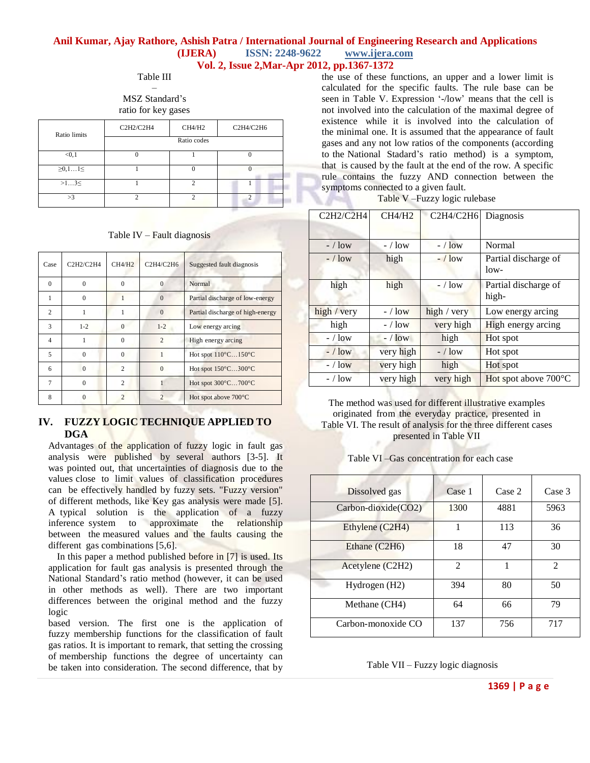Table III – MSZ Standard's ratio for key gases

| Ratio limits | $C_2H_2/C_2H_4$ | $CH_4/H_2$ | $C_2H_4/C_2H_6$ |
|---|---|---|---|
| | Ratio codes | | |
| <0,1 | 0 | 1 | 0 |
| ≥0,1…1≤ | 1 | 0 | 0 |
| >1…3≤ | 1 | 2 | 1 |
| >3 | 2 | 2 | 2 |

Table IV – Fault diagnosis

| Case | $C_2H_2/C_2H_4$ | $CH_4/H_2$ | $C_2H_4/C_2H_6$ | Suggested fault diagnosis |
|---|---|---|---|---|
| 0 | 0 | 0 | 0 | Normal |
| 1 | 0 | 1 | 0 | Partial discharge of low-energy |
| 2 | 1 | 1 | 0 | Partial discharge of high-energy |
| 3 | 1-2 | 0 | 1-2 | Low energy arcing |
| 4 | 1 | 0 | 2 | High energy arcing |
| 5 | 0 | 0 | 1 | Hot spot 110°C…150°C |
| 6 | 0 | 2 | 0 | Hot spot 150°C…300°C |
| 7 | 0 | 2 | 1 | Hot spot 300°C…700°C |
| 8 | 0 | 2 | 2 | Hot spot above 700°C |

## IV. FUZZY LOGIC TECHNIQUE APPLIED TO DGA

Advantages of the application of fuzzy logic in fault gas analysis were published by several authors [3-5]. It was pointed out, that uncertainties of diagnosis due to the values close to limit values of classification procedures can be effectively handled by fuzzy sets. "Fuzzy version" of different methods, like Key gas analysis were made [5]. A typical solution is the application of a fuzzy inference system to approximate the relationship between the measured values and the faults causing the different gas combinations [5,6].

In this paper a method published before in [7] is used. Its application for fault gas analysis is presented through the National Standard's ratio method (however, it can be used in other methods as well). There are two important differences between the original method and the fuzzy logic based version. The first one is the application of fuzzy membership functions for the classification of fault gas ratios. It is important to remark, that setting the crossing of membership functions the degree of uncertainty can be taken into consideration. The second difference, that by the use of these functions, an upper and a lower limit is calculated for the specific faults. The rule base can be seen in Table V. Expression '-/low' means that the cell is not involved into the calculation of the maximal degree of existence while it is involved into the calculation of the minimal one. It is assumed that the appearance of fault gases and any not low ratios of the components (according to the National Stadard's ratio method) is a symptom, that is caused by the fault at the end of the row. A specific rule contains the fuzzy AND connection between the symptoms connected to a given fault.

Table V –Fuzzy logic rulebase

| $C_2H_2/C_2H_4$ | $CH_4/H_2$ | $C_2H_4/C_2H_6$ | Diagnosis |
|---|---|---|---|
| - / low | - / low | - / low | Normal |
| - / low | high | - / low | Partial discharge of low- |
| high | high | - / low | Partial discharge of high- |
| high / very | - / low | high / very | Low energy arcing |
| high | - / low | very high | High energy arcing |
| - / low | - / low | high | Hot spot |
| - / low | very high | - / low | Hot spot |
| - / low | very high | high | Hot spot |
| - / low | very high | very high | Hot spot above 700°C |

The method was used for different illustrative examples originated from the everyday practice, presented in Table VI. The result of analysis for the three different cases presented in Table VII

Table VI –Gas concentration for each case

| Dissolved gas | Case 1 | Case 2 | Case 3 |
|---|---|---|---|
| Carbon-dioxide($CO_2$) | 1300 | 4881 | 5963 |
| Ethylene ($C_2H_4$) | 1 | 113 | 36 |
| Ethane ($C_2H_6$) | 18 | 47 | 30 |
| Acetylene ($C_2H_2$) | 2 | 1 | 2 |
| Hydrogen ($H_2$) | 394 | 80 | 50 |
| Methane ($CH_4$) | 64 | 66 | 79 |
| Carbon-monoxide CO | 137 | 756 | 717 |

Table VII – Fuzzy logic diagnosis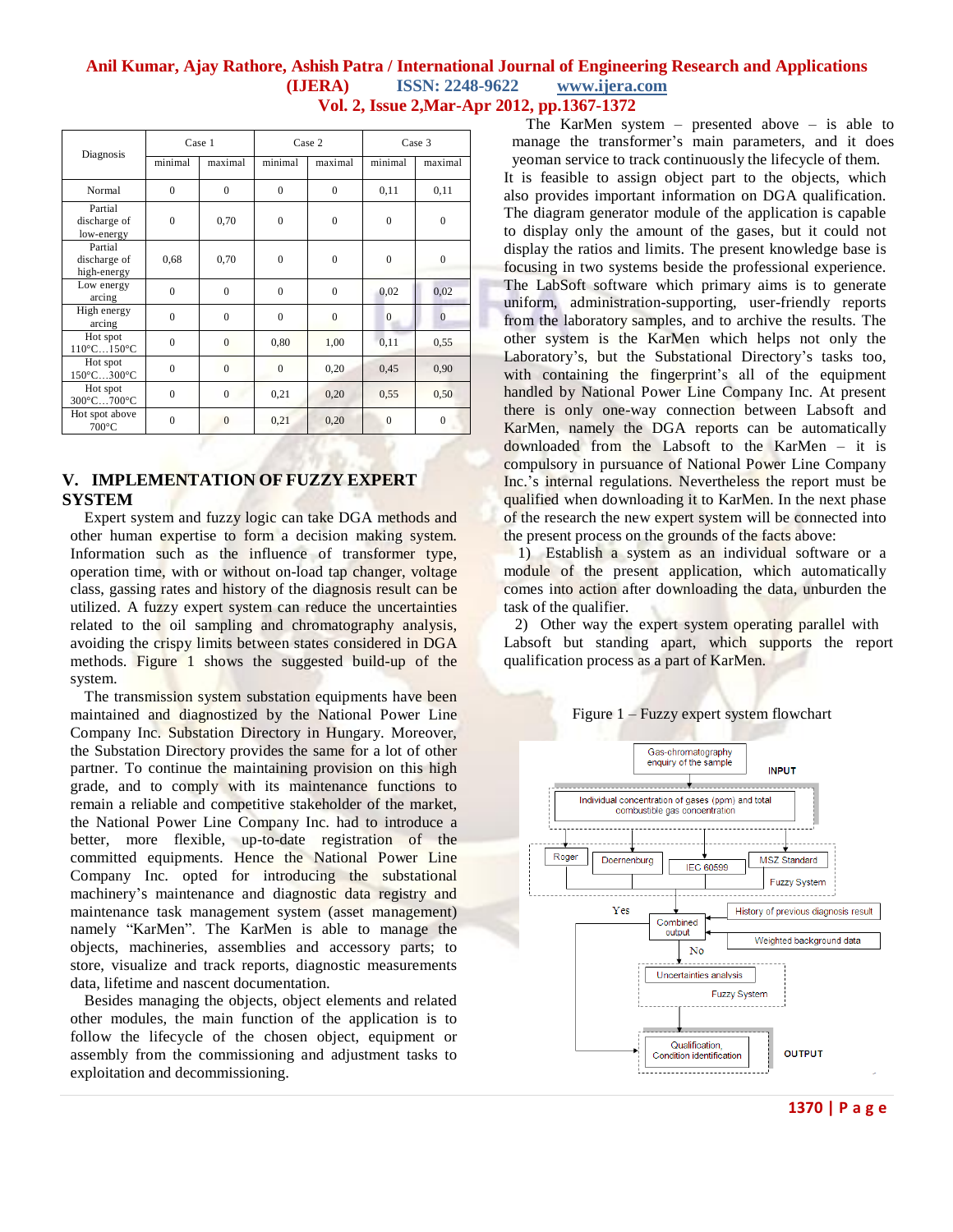| Diagnosis | Case 1 | | Case 2 | | Case 3 | |
|---|---|---|---|---|---|---|
| | minimal | maximal | minimal | maximal | minimal | maximal |
| Normal | 0 | 0 | 0 | 0 | 0,11 | 0,11 |
| Partial discharge of low-energy | 0 | 0,70 | 0 | 0 | 0 | 0 |
| Partial discharge of high-energy | 0,68 | 0,70 | 0 | 0 | 0 | 0 |
| Low energy arcing | 0 | 0 | 0 | 0 | 0,02 | 0,02 |
| High energy arcing | 0 | 0 | 0 | 0 | 0 | 0 |
| Hot spot 110°C…150°C | 0 | 0 | 0,80 | 1,00 | 0,11 | 0,55 |
| Hot spot 150°C…300°C | 0 | 0 | 0 | 0,20 | 0,45 | 0,90 |
| Hot spot 300°C…700°C | 0 | 0 | 0,21 | 0,20 | 0,55 | 0,50 |
| Hot spot above 700°C | 0 | 0 | 0,21 | 0,20 | 0 | 0 |

## V. IMPLEMENTATION OF FUZZY EXPERT SYSTEM

Expert system and fuzzy logic can take DGA methods and other human expertise to form a decision making system. Information such as the influence of transformer type, operation time, with or without on-load tap changer, voltage class, gassing rates and history of the diagnosis result can be utilized. A fuzzy expert system can reduce the uncertainties related to the oil sampling and chromatography analysis, avoiding the crispy limits between states considered in DGA methods. Figure 1 shows the suggested build-up of the system.

The transmission system substation equipments have been maintained and diagnostized by the National Power Line Company Inc. Substation Directory in Hungary. Moreover, the Substation Directory provides the same for a lot of other partner. To continue the maintaining provision on this high grade, and to comply with its maintenance functions to remain a reliable and competitive stakeholder of the market, the National Power Line Company Inc. had to introduce a better, more flexible, up-to-date registration of the committed equipments. Hence the National Power Line Company Inc. opted for introducing the substational machinery's maintenance and diagnostic data registry and maintenance task management system (asset management) namely "KarMen". The KarMen is able to manage the objects, machineries, assemblies and accessory parts; to store, visualize and track reports, diagnostic measurements data, lifetime and nascent documentation.

Besides managing the objects, object elements and related other modules, the main function of the application is to follow the lifecycle of the chosen object, equipment or assembly from the commissioning and adjustment tasks to exploitation and decommissioning.

The KarMen system – presented above – is able to manage the transformer's main parameters, and it does yeoman service to track continuously the lifecycle of them. It is feasible to assign object part to the objects, which also provides important information on DGA qualification. The diagram generator module of the application is capable to display only the amount of the gases, but it could not display the ratios and limits. The present knowledge base is focusing in two systems beside the professional experience. The LabSoft software which primary aims is to generate uniform, administration-supporting, user-friendly reports from the laboratory samples, and to archive the results. The other system is the KarMen which helps not only the Laboratory's, but the Substational Directory's tasks too, with containing the fingerprint's all of the equipment handled by National Power Line Company Inc. At present there is only one-way connection between Labsoft and KarMen, namely the DGA reports can be automatically downloaded from the Labsoft to the KarMen – it is compulsory in pursuance of National Power Line Company Inc.'s internal regulations. Nevertheless the report must be qualified when downloading it to KarMen. In the next phase of the research the new expert system will be connected into the present process on the grounds of the facts above:

1) Establish a system as an individual software or a module of the present application, which automatically comes into action after downloading the data, unburden the task of the qualifier.

2) Other way the expert system operating parallel with Labsoft but standing apart, which supports the report qualification process as a part of KarMen.

Figure 1 – Fuzzy expert system flowchart

Gas-chromatography enquiry of the sample
INPUT
Individual concentration of gases (ppm) and total combustible gas concentration
Roger
Doernenburg
IEC 60599
MSZ Standard
Fuzzy System
Yes
Combined output
History of previous diagnosis result
Weighted background data
No
Uncertainties analysis
Fuzzy System
Qualification, Condition identification
OUTPUT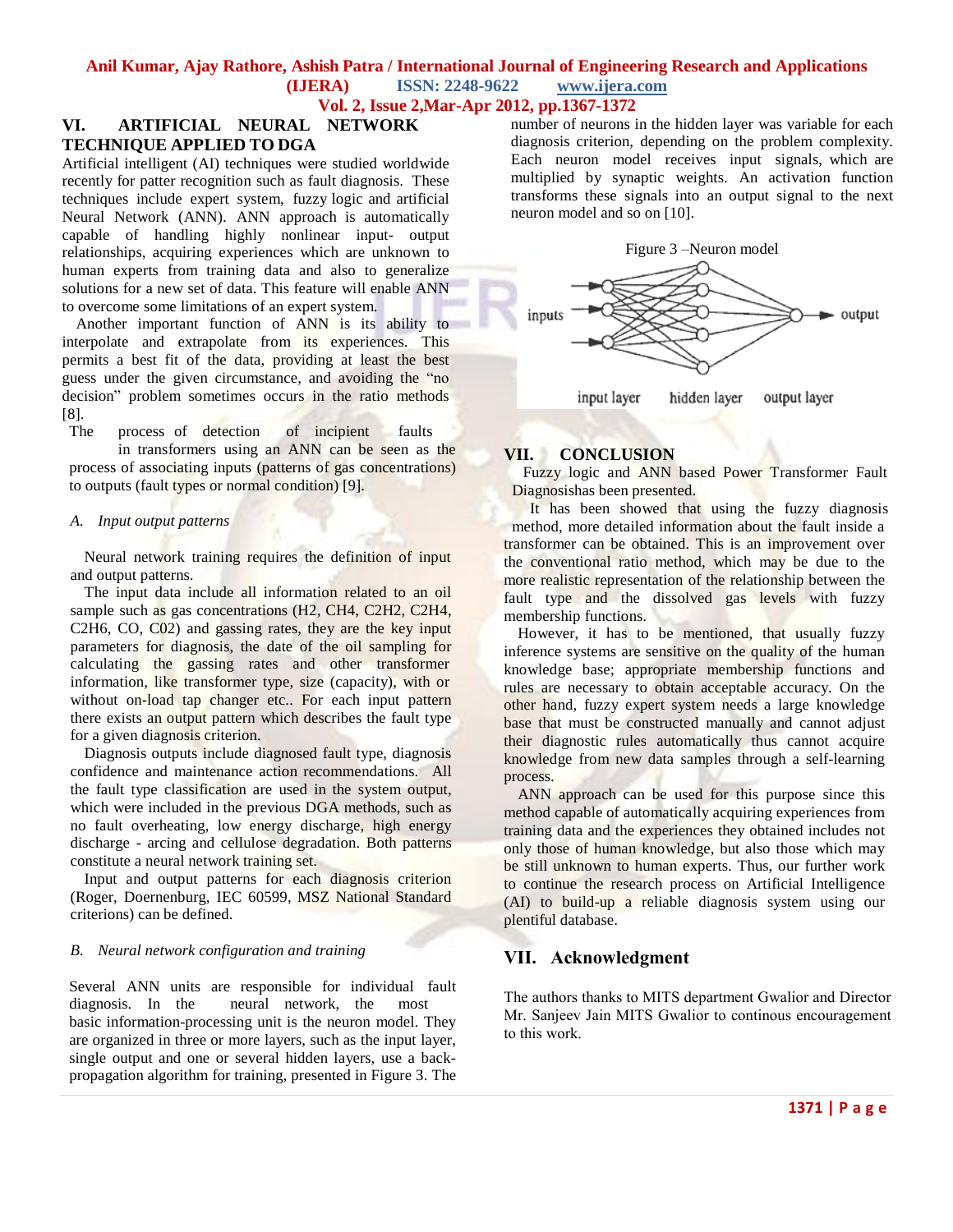## VI. ARTIFICIAL NEURAL NETWORK TECHNIQUE APPLIED TO DGA

Artificial intelligent (AI) techniques were studied worldwide recently for patter recognition such as fault diagnosis. These techniques include expert system, fuzzy logic and artificial Neural Network (ANN). ANN approach is automatically capable of handling highly nonlinear input- output relationships, acquiring experiences which are unknown to human experts from training data and also to generalize solutions for a new set of data. This feature will enable ANN to overcome some limitations of an expert system.

Another important function of ANN is its ability to interpolate and extrapolate from its experiences. This permits a best fit of the data, providing at least the best guess under the given circumstance, and avoiding the "no decision" problem sometimes occurs in the ratio methods [8].

The process of detection of incipient faults in transformers using an ANN can be seen as the process of associating inputs (patterns of gas concentrations) to outputs (fault types or normal condition) [9].

### *A. Input output patterns*

Neural network training requires the definition of input and output patterns.

The input data include all information related to an oil sample such as gas concentrations ($H_2$, $CH_4$, $C_2H_2$, $C_2H_4$, $C_2H_6$, CO, $C0_2$) and gassing rates, they are the key input parameters for diagnosis, the date of the oil sampling for calculating the gassing rates and other transformer information, like transformer type, size (capacity), with or without on-load tap changer etc.. For each input pattern there exists an output pattern which describes the fault type for a given diagnosis criterion.

Diagnosis outputs include diagnosed fault type, diagnosis confidence and maintenance action recommendations. All the fault type classification are used in the system output, which were included in the previous DGA methods, such as no fault overheating, low energy discharge, high energy discharge - arcing and cellulose degradation. Both patterns constitute a neural network training set.

Input and output patterns for each diagnosis criterion (Roger, Doernenburg, IEC 60599, MSZ National Standard criterions) can be defined.

### *B. Neural network configuration and training*

Several ANN units are responsible for individual fault diagnosis. In the neural network, the most basic information-processing unit is the neuron model. They are organized in three or more layers, such as the input layer, single output and one or several hidden layers, use a back-propagation algorithm for training, presented in Figure 3. The number of neurons in the hidden layer was variable for each diagnosis criterion, depending on the problem complexity. Each neuron model receives input signals, which are multiplied by synaptic weights. An activation function transforms these signals into an output signal to the next neuron model and so on [10].

Figure 3 –Neuron model

inputs → input layer — hidden layer — output layer → output

## VII. CONCLUSION

Fuzzy logic and ANN based Power Transformer Fault Diagnosishas been presented.

It has been showed that using the fuzzy diagnosis method, more detailed information about the fault inside a transformer can be obtained. This is an improvement over the conventional ratio method, which may be due to the more realistic representation of the relationship between the fault type and the dissolved gas levels with fuzzy membership functions.

However, it has to be mentioned, that usually fuzzy inference systems are sensitive on the quality of the human knowledge base; appropriate membership functions and rules are necessary to obtain acceptable accuracy. On the other hand, fuzzy expert system needs a large knowledge base that must be constructed manually and cannot adjust their diagnostic rules automatically thus cannot acquire knowledge from new data samples through a self-learning process.

ANN approach can be used for this purpose since this method capable of automatically acquiring experiences from training data and the experiences they obtained includes not only those of human knowledge, but also those which may be still unknown to human experts. Thus, our further work to continue the research process on Artificial Intelligence (AI) to build-up a reliable diagnosis system using our plentiful database.

## VII. Acknowledgment

The authors thanks to MITS department Gwalior and Director Mr. Sanjeev Jain MITS Gwalior to continous encouragement to this work.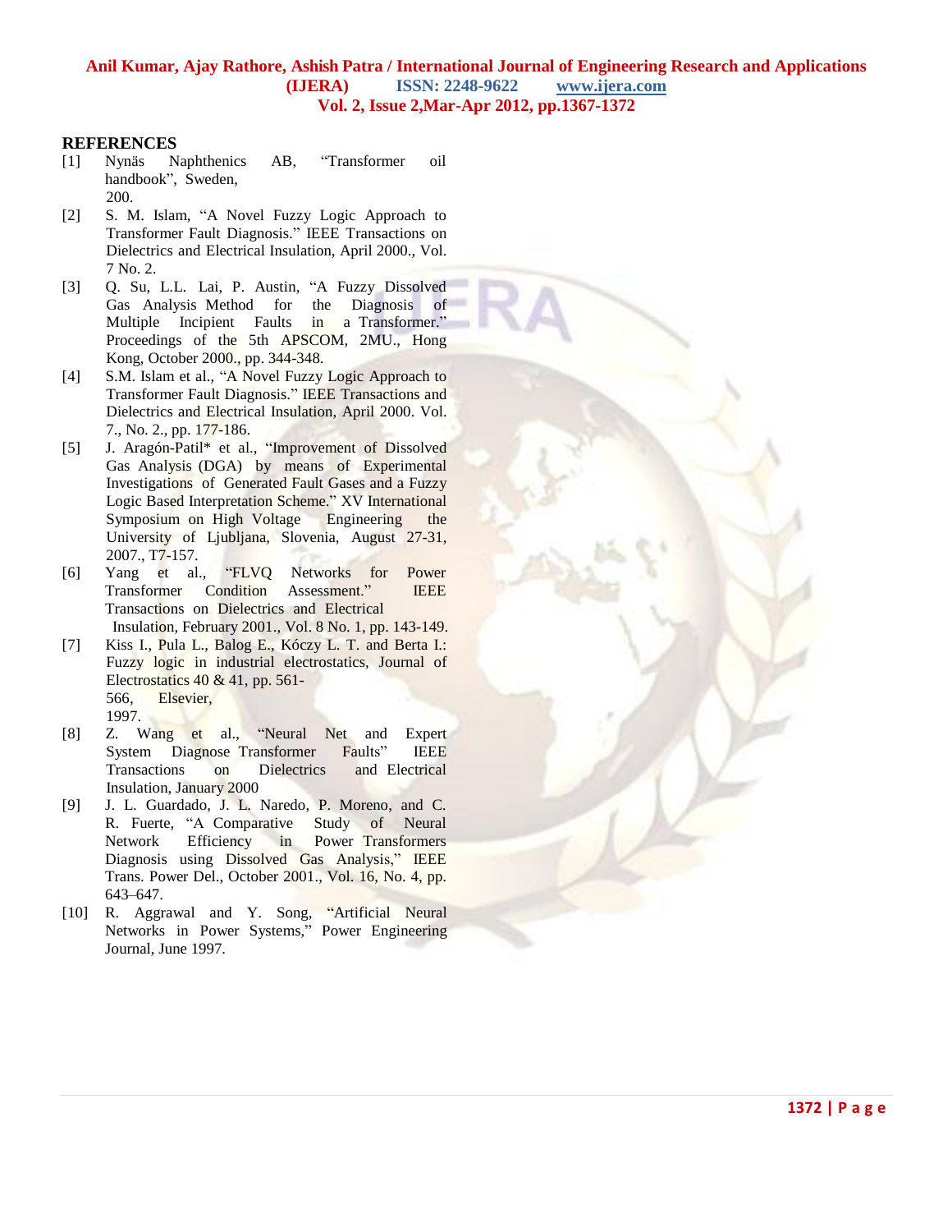## REFERENCES

[1] Nynäs Naphthenics AB, "Transformer oil handbook", Sweden, 200.

[2] S. M. Islam, "A Novel Fuzzy Logic Approach to Transformer Fault Diagnosis." IEEE Transactions on Dielectrics and Electrical Insulation, April 2000., Vol. 7 No. 2.

[3] Q. Su, L.L. Lai, P. Austin, "A Fuzzy Dissolved Gas Analysis Method for the Diagnosis of Multiple Incipient Faults in a Transformer." Proceedings of the 5th APSCOM, 2MU., Hong Kong, October 2000., pp. 344-348.

[4] S.M. Islam et al., "A Novel Fuzzy Logic Approach to Transformer Fault Diagnosis." IEEE Transactions and Dielectrics and Electrical Insulation, April 2000. Vol. 7., No. 2., pp. 177-186.

[5] J. Aragón-Patil* et al., "Improvement of Dissolved Gas Analysis (DGA) by means of Experimental Investigations of Generated Fault Gases and a Fuzzy Logic Based Interpretation Scheme." XV International Symposium on High Voltage Engineering the University of Ljubljana, Slovenia, August 27-31, 2007., T7-157.

[6] Yang et al., "FLVQ Networks for Power Transformer Condition Assessment." IEEE Transactions on Dielectrics and Electrical Insulation, February 2001., Vol. 8 No. 1, pp. 143-149.

[7] Kiss I., Pula L., Balog E., Kóczy L. T. and Berta I.: Fuzzy logic in industrial electrostatics, Journal of Electrostatics 40 & 41, pp. 561-566, Elsevier, 1997.

[8] Z. Wang et al., "Neural Net and Expert System Diagnose Transformer Faults" IEEE Transactions on Dielectrics and Electrical Insulation, January 2000

[9] J. L. Guardado, J. L. Naredo, P. Moreno, and C. R. Fuerte, "A Comparative Study of Neural Network Efficiency in Power Transformers Diagnosis using Dissolved Gas Analysis," IEEE Trans. Power Del., October 2001., Vol. 16, No. 4, pp. 643–647.

[10] R. Aggrawal and Y. Song, "Artificial Neural Networks in Power Systems," Power Engineering Journal, June 1997.